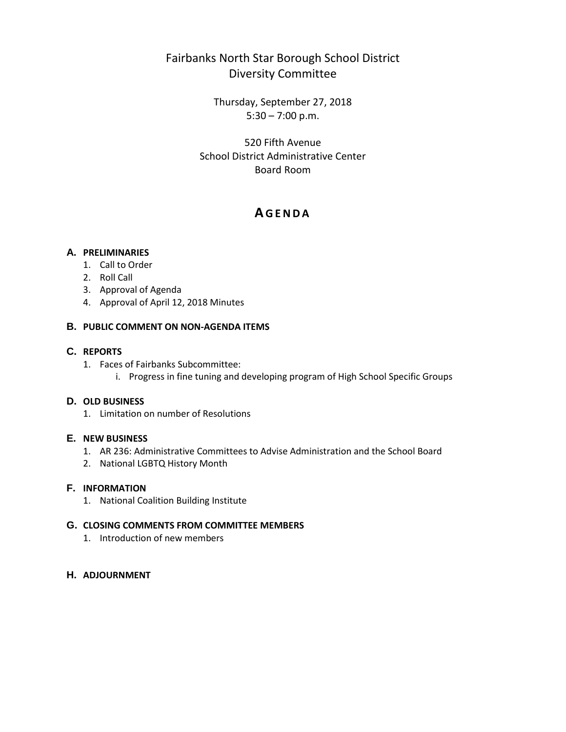# Fairbanks North Star Borough School District
# Diversity Committee

Thursday, September 27, 2018
5:30 – 7:00 p.m.

520 Fifth Avenue
School District Administrative Center
Board Room

## AGENDA

**A. PRELIMINARIES**

1. Call to Order
2. Roll Call
3. Approval of Agenda
4. Approval of April 12, 2018 Minutes

**B. PUBLIC COMMENT ON NON-AGENDA ITEMS**

**C. REPORTS**

1. Faces of Fairbanks Subcommittee:
   i. Progress in fine tuning and developing program of High School Specific Groups

**D. OLD BUSINESS**

1. Limitation on number of Resolutions

**E. NEW BUSINESS**

1. AR 236: Administrative Committees to Advise Administration and the School Board
2. National LGBTQ History Month

**F. INFORMATION**

1. National Coalition Building Institute

**G. CLOSING COMMENTS FROM COMMITTEE MEMBERS**

1. Introduction of new members

**H. ADJOURNMENT**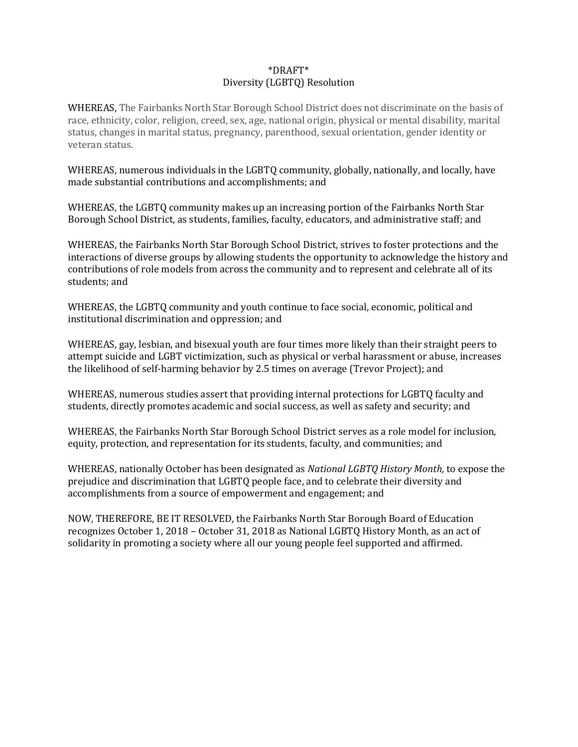\*DRAFT\*

Diversity (LGBTQ) Resolution

WHEREAS, The Fairbanks North Star Borough School District does not discriminate on the basis of race, ethnicity, color, religion, creed, sex, age, national origin, physical or mental disability, marital status, changes in marital status, pregnancy, parenthood, sexual orientation, gender identity or veteran status.

WHEREAS, numerous individuals in the LGBTQ community, globally, nationally, and locally, have made substantial contributions and accomplishments; and

WHEREAS, the LGBTQ community makes up an increasing portion of the Fairbanks North Star Borough School District, as students, families, faculty, educators, and administrative staff; and

WHEREAS, the Fairbanks North Star Borough School District, strives to foster protections and the interactions of diverse groups by allowing students the opportunity to acknowledge the history and contributions of role models from across the community and to represent and celebrate all of its students; and

WHEREAS, the LGBTQ community and youth continue to face social, economic, political and institutional discrimination and oppression; and

WHEREAS, gay, lesbian, and bisexual youth are four times more likely than their straight peers to attempt suicide and LGBT victimization, such as physical or verbal harassment or abuse, increases the likelihood of self-harming behavior by 2.5 times on average (Trevor Project); and

WHEREAS, numerous studies assert that providing internal protections for LGBTQ faculty and students, directly promotes academic and social success, as well as safety and security; and

WHEREAS, the Fairbanks North Star Borough School District serves as a role model for inclusion, equity, protection, and representation for its students, faculty, and communities; and

WHEREAS, nationally October has been designated as *National LGBTQ History Month,* to expose the prejudice and discrimination that LGBTQ people face, and to celebrate their diversity and accomplishments from a source of empowerment and engagement; and

NOW, THEREFORE, BE IT RESOLVED, the Fairbanks North Star Borough Board of Education recognizes October 1, 2018 – October 31, 2018 as National LGBTQ History Month, as an act of solidarity in promoting a society where all our young people feel supported and affirmed.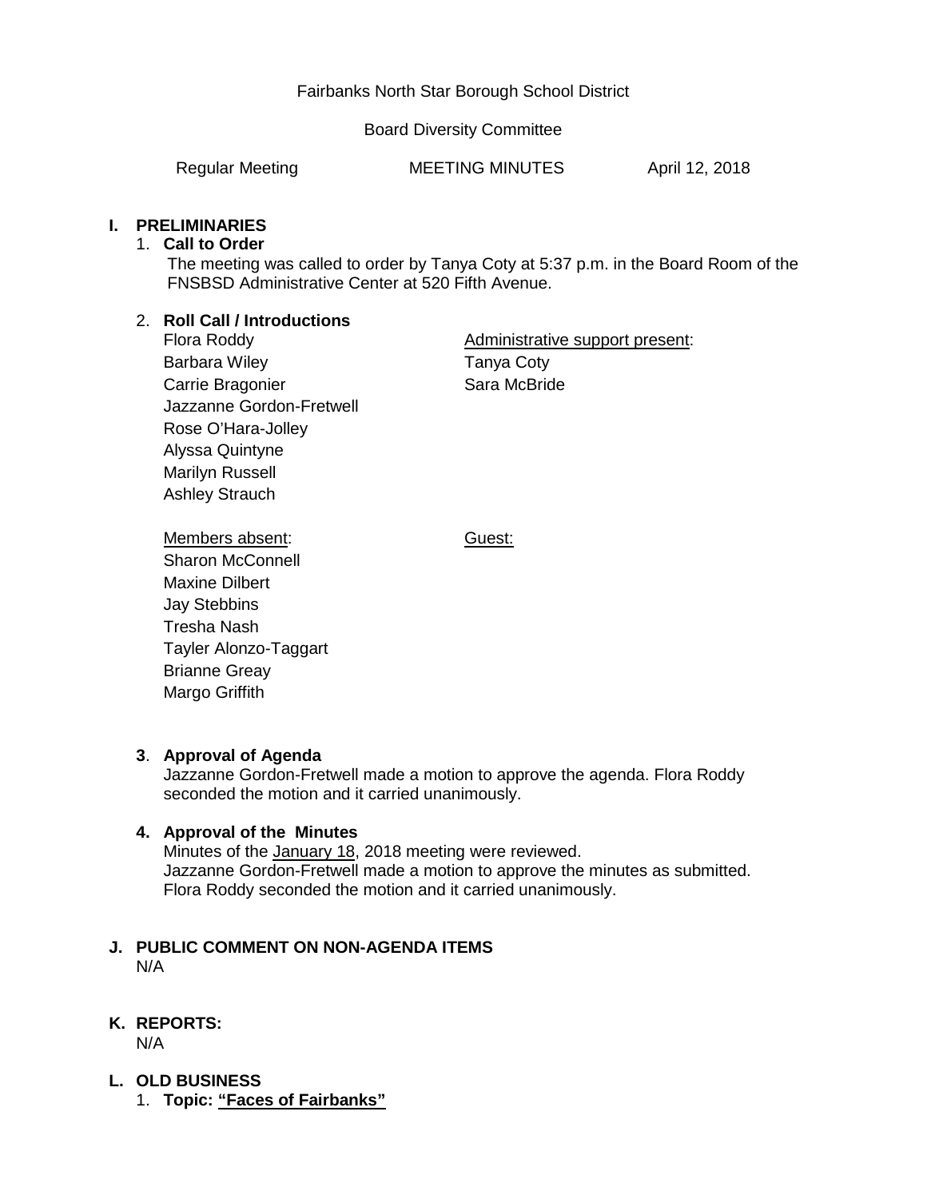Fairbanks North Star Borough School District

Board Diversity Committee

Regular Meeting MEETING MINUTES April 12, 2018

## I. PRELIMINARIES

### 1. Call to Order

The meeting was called to order by Tanya Coty at 5:37 p.m. in the Board Room of the FNSBSD Administrative Center at 520 Fifth Avenue.

### 2. Roll Call / Introductions

Flora Roddy
Barbara Wiley
Carrie Bragonier
Jazzanne Gordon-Fretwell
Rose O'Hara-Jolley
Alyssa Quintyne
Marilyn Russell
Ashley Strauch

Administrative support present:
Tanya Coty
Sara McBride

Members absent:
Sharon McConnell
Maxine Dilbert
Jay Stebbins
Tresha Nash
Tayler Alonzo-Taggart
Brianne Greay
Margo Griffith

Guest:

### 3. Approval of Agenda

Jazzanne Gordon-Fretwell made a motion to approve the agenda. Flora Roddy seconded the motion and it carried unanimously.

### 4. Approval of the Minutes

Minutes of the January 18, 2018 meeting were reviewed.
Jazzanne Gordon-Fretwell made a motion to approve the minutes as submitted. Flora Roddy seconded the motion and it carried unanimously.

## J. PUBLIC COMMENT ON NON-AGENDA ITEMS

N/A

## K. REPORTS:

N/A

## L. OLD BUSINESS

1. **Topic: "Faces of Fairbanks"**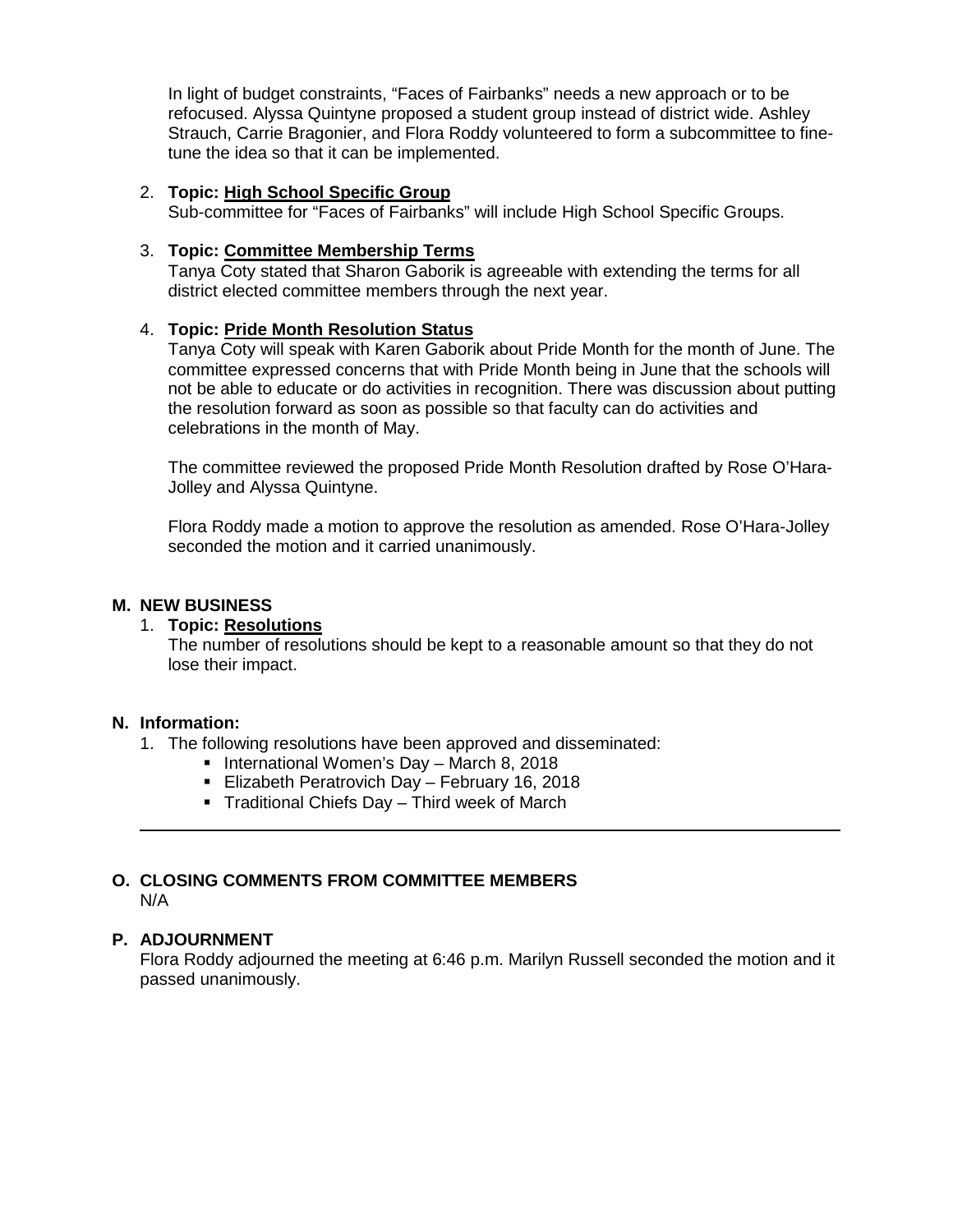In light of budget constraints, “Faces of Fairbanks” needs a new approach or to be refocused. Alyssa Quintyne proposed a student group instead of district wide. Ashley Strauch, Carrie Bragonier, and Flora Roddy volunteered to form a subcommittee to fine-tune the idea so that it can be implemented.

2. **Topic: High School Specific Group**
   Sub-committee for “Faces of Fairbanks” will include High School Specific Groups.

3. **Topic: Committee Membership Terms**
   Tanya Coty stated that Sharon Gaborik is agreeable with extending the terms for all district elected committee members through the next year.

4. **Topic: Pride Month Resolution Status**
   Tanya Coty will speak with Karen Gaborik about Pride Month for the month of June. The committee expressed concerns that with Pride Month being in June that the schools will not be able to educate or do activities in recognition. There was discussion about putting the resolution forward as soon as possible so that faculty can do activities and celebrations in the month of May.

   The committee reviewed the proposed Pride Month Resolution drafted by Rose O’Hara-Jolley and Alyssa Quintyne.

   Flora Roddy made a motion to approve the resolution as amended. Rose O’Hara-Jolley seconded the motion and it carried unanimously.

## M. NEW BUSINESS

1. **Topic: Resolutions**
   The number of resolutions should be kept to a reasonable amount so that they do not lose their impact.

## N. Information:

1. The following resolutions have been approved and disseminated:
   - International Women’s Day – March 8, 2018
   - Elizabeth Peratrovich Day – February 16, 2018
   - Traditional Chiefs Day – Third week of March

---

## O. CLOSING COMMENTS FROM COMMITTEE MEMBERS

N/A

## P. ADJOURNMENT

Flora Roddy adjourned the meeting at 6:46 p.m. Marilyn Russell seconded the motion and it passed unanimously.